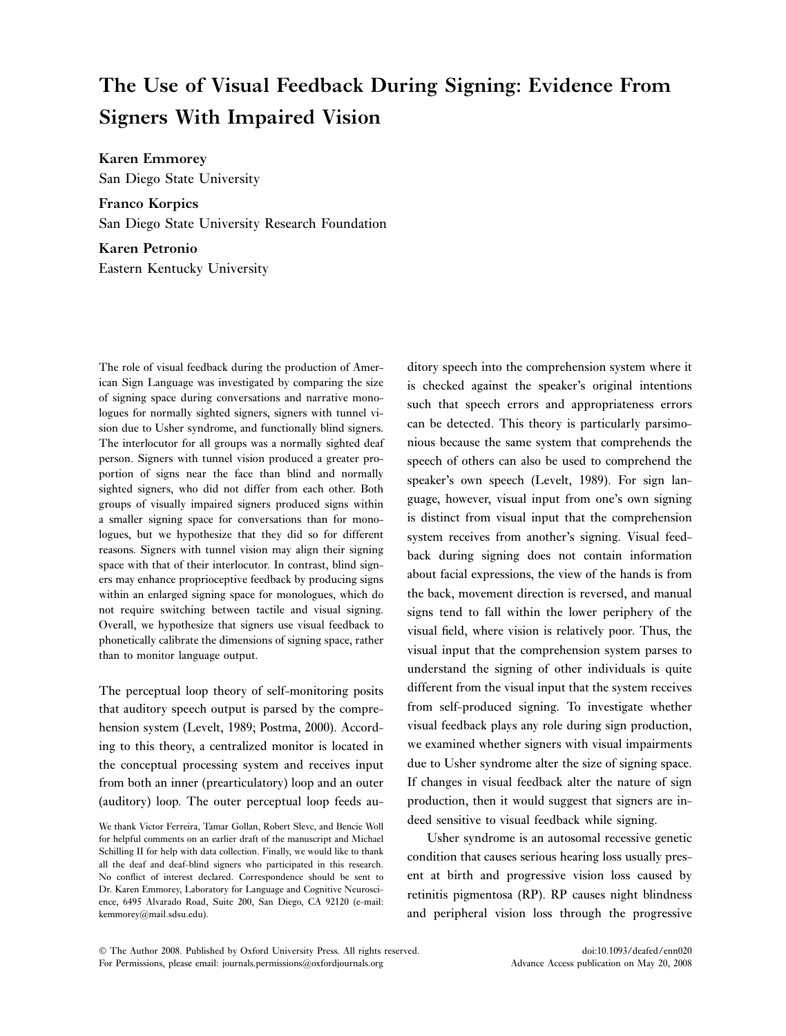# The Use of Visual Feedback During Signing: Evidence From Signers With Impaired Vision

**Karen Emmorey**
San Diego State University

**Franco Korpics**
San Diego State University Research Foundation

**Karen Petronio**
Eastern Kentucky University

The role of visual feedback during the production of American Sign Language was investigated by comparing the size of signing space during conversations and narrative monologues for normally sighted signers, signers with tunnel vision due to Usher syndrome, and functionally blind signers. The interlocutor for all groups was a normally sighted deaf person. Signers with tunnel vision produced a greater proportion of signs near the face than blind and normally sighted signers, who did not differ from each other. Both groups of visually impaired signers produced signs within a smaller signing space for conversations than for monologues, but we hypothesize that they did so for different reasons. Signers with tunnel vision may align their signing space with that of their interlocutor. In contrast, blind signers may enhance proprioceptive feedback by producing signs within an enlarged signing space for monologues, which do not require switching between tactile and visual signing. Overall, we hypothesize that signers use visual feedback to phonetically calibrate the dimensions of signing space, rather than to monitor language output.

The perceptual loop theory of self-monitoring posits that auditory speech output is parsed by the comprehension system (Levelt, 1989; Postma, 2000). According to this theory, a centralized monitor is located in the conceptual processing system and receives input from both an inner (prearticulatory) loop and an outer (auditory) loop. The outer perceptual loop feeds auditory speech into the comprehension system where it is checked against the speaker's original intentions such that speech errors and appropriateness errors can be detected. This theory is particularly parsimonious because the same system that comprehends the speech of others can also be used to comprehend the speaker's own speech (Levelt, 1989). For sign language, however, visual input from one's own signing is distinct from visual input that the comprehension system receives from another's signing. Visual feedback during signing does not contain information about facial expressions, the view of the hands is from the back, movement direction is reversed, and manual signs tend to fall within the lower periphery of the visual field, where vision is relatively poor. Thus, the visual input that the comprehension system parses to understand the signing of other individuals is quite different from the visual input that the system receives from self-produced signing. To investigate whether visual feedback plays any role during sign production, we examined whether signers with visual impairments due to Usher syndrome alter the size of signing space. If changes in visual feedback alter the nature of sign production, then it would suggest that signers are indeed sensitive to visual feedback while signing.

Usher syndrome is an autosomal recessive genetic condition that causes serious hearing loss usually present at birth and progressive vision loss caused by retinitis pigmentosa (RP). RP causes night blindness and peripheral vision loss through the progressive

We thank Victor Ferreira, Tamar Gollan, Robert Slevc, and Bencie Woll for helpful comments on an earlier draft of the manuscript and Michael Schilling II for help with data collection. Finally, we would like to thank all the deaf and deaf-blind signers who participated in this research. No conflict of interest declared. Correspondence should be sent to Dr. Karen Emmorey, Laboratory for Language and Cognitive Neuroscience, 6495 Alvarado Road, Suite 200, San Diego, CA 92120 (e-mail: kemmorey@mail.sdsu.edu).

© The Author 2008. Published by Oxford University Press. All rights reserved. For Permissions, please email: journals.permissions@oxfordjournals.org

doi:10.1093/deafed/enn020
Advance Access publication on May 20, 2008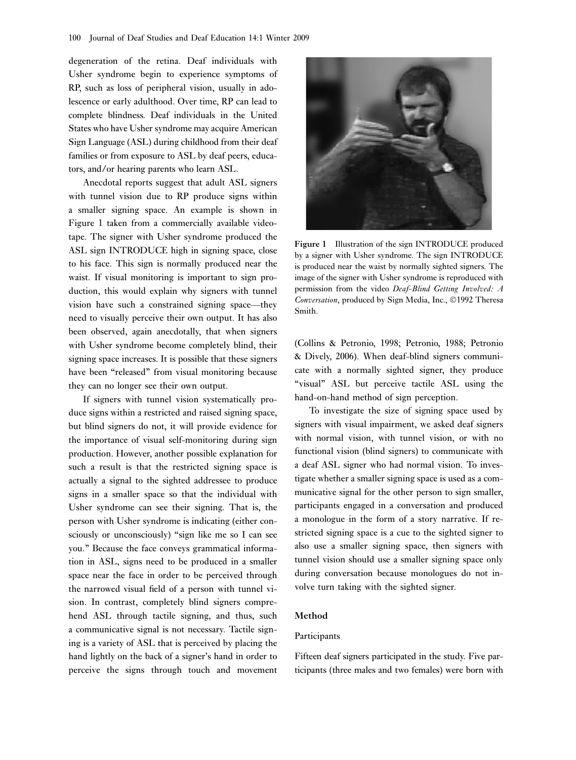degeneration of the retina. Deaf individuals with Usher syndrome begin to experience symptoms of RP, such as loss of peripheral vision, usually in adolescence or early adulthood. Over time, RP can lead to complete blindness. Deaf individuals in the United States who have Usher syndrome may acquire American Sign Language (ASL) during childhood from their deaf families or from exposure to ASL by deaf peers, educators, and/or hearing parents who learn ASL.

Anecdotal reports suggest that adult ASL signers with tunnel vision due to RP produce signs within a smaller signing space. An example is shown in Figure 1 taken from a commercially available videotape. The signer with Usher syndrome produced the ASL sign INTRODUCE high in signing space, close to his face. This sign is normally produced near the waist. If visual monitoring is important to sign production, this would explain why signers with tunnel vision have such a constrained signing space—they need to visually perceive their own output. It has also been observed, again anecdotally, that when signers with Usher syndrome become completely blind, their signing space increases. It is possible that these signers have been "released" from visual monitoring because they can no longer see their own output.

If signers with tunnel vision systematically produce signs within a restricted and raised signing space, but blind signers do not, it will provide evidence for the importance of visual self-monitoring during sign production. However, another possible explanation for such a result is that the restricted signing space is actually a signal to the sighted addressee to produce signs in a smaller space so that the individual with Usher syndrome can see their signing. That is, the person with Usher syndrome is indicating (either consciously or unconsciously) "sign like me so I can see you." Because the face conveys grammatical information in ASL, signs need to be produced in a smaller space near the face in order to be perceived through the narrowed visual field of a person with tunnel vision. In contrast, completely blind signers comprehend ASL through tactile signing, and thus, such a communicative signal is not necessary. Tactile signing is a variety of ASL that is perceived by placing the hand lightly on the back of a signer's hand in order to perceive the signs through touch and movement (Collins & Petronio, 1998; Petronio, 1988; Petronio & Dively, 2006). When deaf-blind signers communicate with a normally sighted signer, they produce "visual" ASL but perceive tactile ASL using the hand-on-hand method of sign perception.

**Figure 1** Illustration of the sign INTRODUCE produced by a signer with Usher syndrome. The sign INTRODUCE is produced near the waist by normally sighted signers. The image of the signer with Usher syndrome is reproduced with permission from the video *Deaf-Blind Getting Involved: A Conversation*, produced by Sign Media, Inc., ©1992 Theresa Smith.

To investigate the size of signing space used by signers with visual impairment, we asked deaf signers with normal vision, with tunnel vision, or with no functional vision (blind signers) to communicate with a deaf ASL signer who had normal vision. To investigate whether a smaller signing space is used as a communicative signal for the other person to sign smaller, participants engaged in a conversation and produced a monologue in the form of a story narrative. If restricted signing space is a cue to the sighted signer to also use a smaller signing space, then signers with tunnel vision should use a smaller signing space only during conversation because monologues do not involve turn taking with the sighted signer.

## Method

### Participants

Fifteen deaf signers participated in the study. Five participants (three males and two females) were born with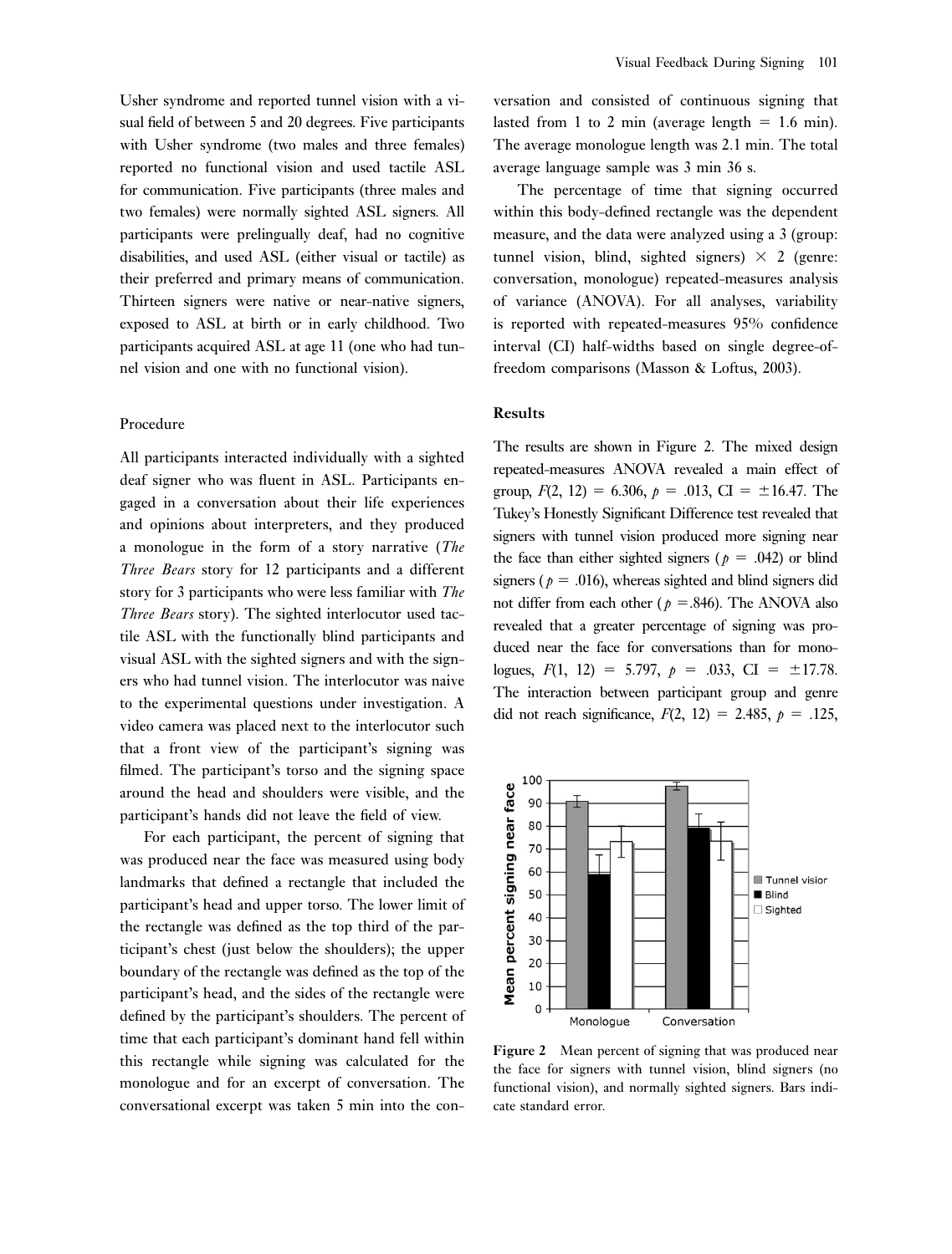Usher syndrome and reported tunnel vision with a visual field of between 5 and 20 degrees. Five participants with Usher syndrome (two males and three females) reported no functional vision and used tactile ASL for communication. Five participants (three males and two females) were normally sighted ASL signers. All participants were prelingually deaf, had no cognitive disabilities, and used ASL (either visual or tactile) as their preferred and primary means of communication. Thirteen signers were native or near-native signers, exposed to ASL at birth or in early childhood. Two participants acquired ASL at age 11 (one who had tunnel vision and one with no functional vision).

### Procedure

All participants interacted individually with a sighted deaf signer who was fluent in ASL. Participants engaged in a conversation about their life experiences and opinions about interpreters, and they produced a monologue in the form of a story narrative (*The Three Bears* story for 12 participants and a different story for 3 participants who were less familiar with *The Three Bears* story). The sighted interlocutor used tactile ASL with the functionally blind participants and visual ASL with the sighted signers and with the signers who had tunnel vision. The interlocutor was naive to the experimental questions under investigation. A video camera was placed next to the interlocutor such that a front view of the participant's signing was filmed. The participant's torso and the signing space around the head and shoulders were visible, and the participant's hands did not leave the field of view.

For each participant, the percent of signing that was produced near the face was measured using body landmarks that defined a rectangle that included the participant's head and upper torso. The lower limit of the rectangle was defined as the top third of the participant's chest (just below the shoulders); the upper boundary of the rectangle was defined as the top of the participant's head, and the sides of the rectangle were defined by the participant's shoulders. The percent of time that each participant's dominant hand fell within this rectangle while signing was calculated for the monologue and for an excerpt of conversation. The conversational excerpt was taken 5 min into the conversation and consisted of continuous signing that lasted from 1 to 2 min (average length = 1.6 min). The average monologue length was 2.1 min. The total average language sample was 3 min 36 s.

The percentage of time that signing occurred within this body-defined rectangle was the dependent measure, and the data were analyzed using a 3 (group: tunnel vision, blind, sighted signers) × 2 (genre: conversation, monologue) repeated-measures analysis of variance (ANOVA). For all analyses, variability is reported with repeated-measures 95% confidence interval (CI) half-widths based on single degree-of-freedom comparisons (Masson & Loftus, 2003).

### Results

The results are shown in Figure 2. The mixed design repeated-measures ANOVA revealed a main effect of group, $F(2, 12) = 6.306$, $p = .013$, CI = ±16.47. The Tukey's Honestly Significant Difference test revealed that signers with tunnel vision produced more signing near the face than either sighted signers ($p = .042$) or blind signers ($p = .016$), whereas sighted and blind signers did not differ from each other ($p = .846$). The ANOVA also revealed that a greater percentage of signing was produced near the face for conversations than for monologues, $F(1, 12) = 5.797$, $p = .033$, CI = ±17.78. The interaction between participant group and genre did not reach significance, $F(2, 12) = 2.485$, $p = .125$,

**Figure 2** Mean percent of signing that was produced near the face for signers with tunnel vision, blind signers (no functional vision), and normally sighted signers. Bars indicate standard error.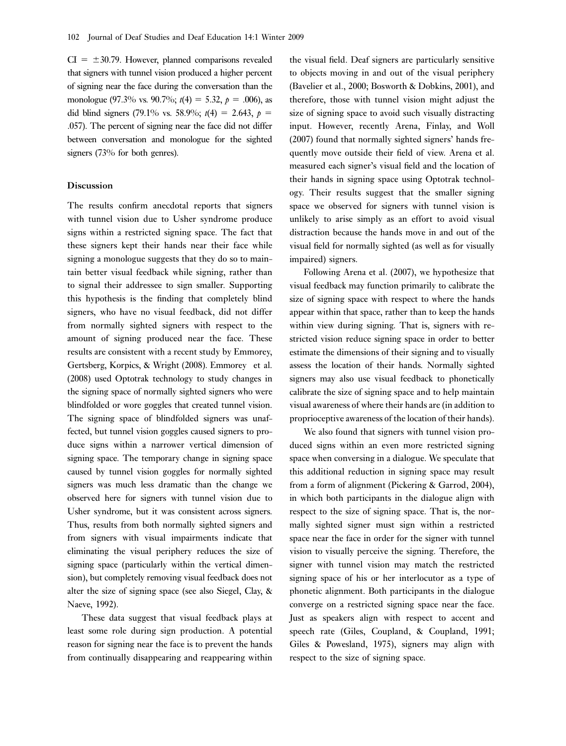$CI = \pm 30.79$. However, planned comparisons revealed that signers with tunnel vision produced a higher percent of signing near the face during the conversation than the monologue (97.3% vs. 90.7%; $t(4) = 5.32$, $p = .006$), as did blind signers (79.1% vs. 58.9%; $t(4) = 2.643$, $p = .057$). The percent of signing near the face did not differ between conversation and monologue for the sighted signers (73% for both genres).

### Discussion

The results confirm anecdotal reports that signers with tunnel vision due to Usher syndrome produce signs within a restricted signing space. The fact that these signers kept their hands near their face while signing a monologue suggests that they do so to maintain better visual feedback while signing, rather than to signal their addressee to sign smaller. Supporting this hypothesis is the finding that completely blind signers, who have no visual feedback, did not differ from normally sighted signers with respect to the amount of signing produced near the face. These results are consistent with a recent study by Emmorey, Gertsberg, Korpics, & Wright (2008). Emmorey et al. (2008) used Optotrak technology to study changes in the signing space of normally sighted signers who were blindfolded or wore goggles that created tunnel vision. The signing space of blindfolded signers was unaffected, but tunnel vision goggles caused signers to produce signs within a narrower vertical dimension of signing space. The temporary change in signing space caused by tunnel vision goggles for normally sighted signers was much less dramatic than the change we observed here for signers with tunnel vision due to Usher syndrome, but it was consistent across signers. Thus, results from both normally sighted signers and from signers with visual impairments indicate that eliminating the visual periphery reduces the size of signing space (particularly within the vertical dimension), but completely removing visual feedback does not alter the size of signing space (see also Siegel, Clay, & Naeve, 1992).

These data suggest that visual feedback plays at least some role during sign production. A potential reason for signing near the face is to prevent the hands from continually disappearing and reappearing within the visual field. Deaf signers are particularly sensitive to objects moving in and out of the visual periphery (Bavelier et al., 2000; Bosworth & Dobkins, 2001), and therefore, those with tunnel vision might adjust the size of signing space to avoid such visually distracting input. However, recently Arena, Finlay, and Woll (2007) found that normally sighted signers' hands frequently move outside their field of view. Arena et al. measured each signer's visual field and the location of their hands in signing space using Optotrak technology. Their results suggest that the smaller signing space we observed for signers with tunnel vision is unlikely to arise simply as an effort to avoid visual distraction because the hands move in and out of the visual field for normally sighted (as well as for visually impaired) signers.

Following Arena et al. (2007), we hypothesize that visual feedback may function primarily to calibrate the size of signing space with respect to where the hands appear within that space, rather than to keep the hands within view during signing. That is, signers with restricted vision reduce signing space in order to better estimate the dimensions of their signing and to visually assess the location of their hands. Normally sighted signers may also use visual feedback to phonetically calibrate the size of signing space and to help maintain visual awareness of where their hands are (in addition to proprioceptive awareness of the location of their hands).

We also found that signers with tunnel vision produced signs within an even more restricted signing space when conversing in a dialogue. We speculate that this additional reduction in signing space may result from a form of alignment (Pickering & Garrod, 2004), in which both participants in the dialogue align with respect to the size of signing space. That is, the normally sighted signer must sign within a restricted space near the face in order for the signer with tunnel vision to visually perceive the signing. Therefore, the signer with tunnel vision may match the restricted signing space of his or her interlocutor as a type of phonetic alignment. Both participants in the dialogue converge on a restricted signing space near the face. Just as speakers align with respect to accent and speech rate (Giles, Coupland, & Coupland, 1991; Giles & Powesland, 1975), signers may align with respect to the size of signing space.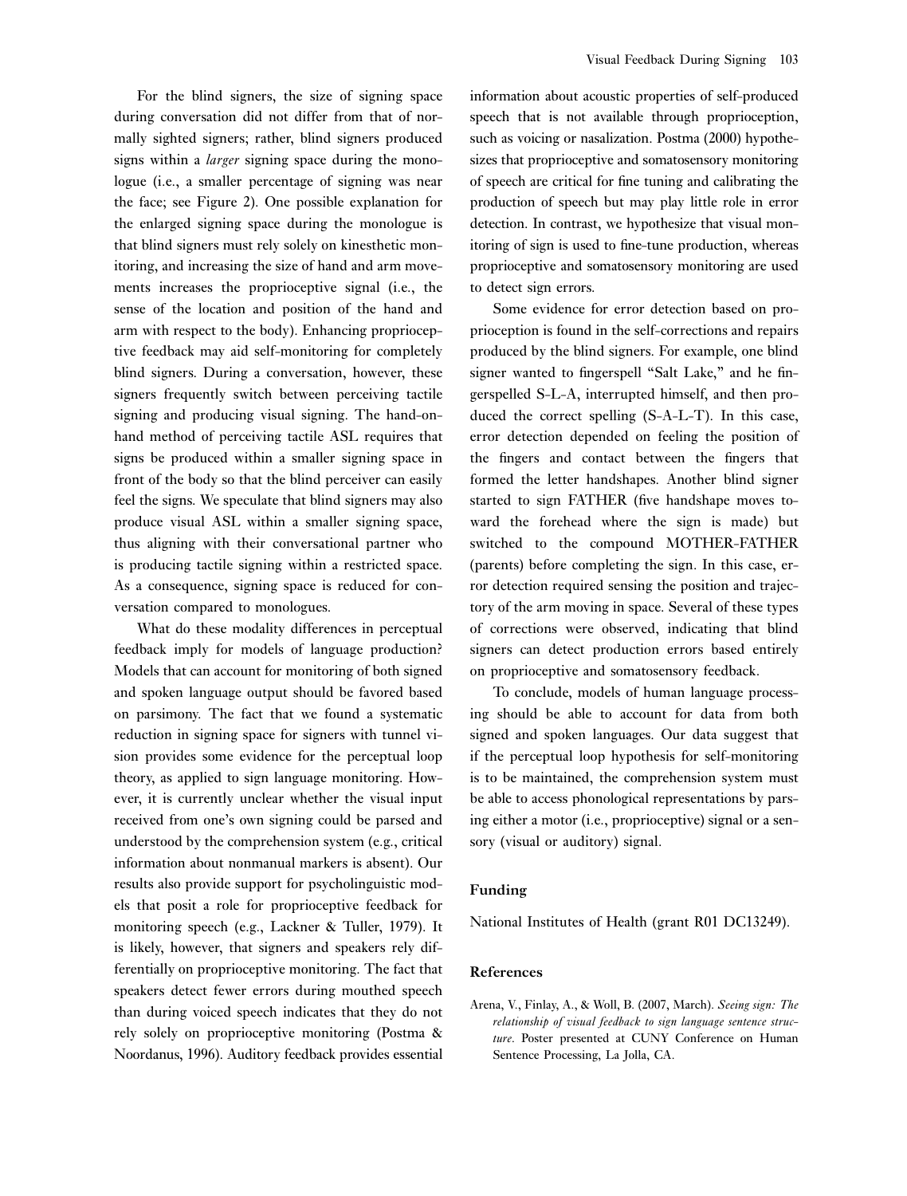For the blind signers, the size of signing space during conversation did not differ from that of normally sighted signers; rather, blind signers produced signs within a *larger* signing space during the monologue (i.e., a smaller percentage of signing was near the face; see Figure 2). One possible explanation for the enlarged signing space during the monologue is that blind signers must rely solely on kinesthetic monitoring, and increasing the size of hand and arm movements increases the proprioceptive signal (i.e., the sense of the location and position of the hand and arm with respect to the body). Enhancing proprioceptive feedback may aid self-monitoring for completely blind signers. During a conversation, however, these signers frequently switch between perceiving tactile signing and producing visual signing. The hand-on-hand method of perceiving tactile ASL requires that signs be produced within a smaller signing space in front of the body so that the blind perceiver can easily feel the signs. We speculate that blind signers may also produce visual ASL within a smaller signing space, thus aligning with their conversational partner who is producing tactile signing within a restricted space. As a consequence, signing space is reduced for conversation compared to monologues.

What do these modality differences in perceptual feedback imply for models of language production? Models that can account for monitoring of both signed and spoken language output should be favored based on parsimony. The fact that we found a systematic reduction in signing space for signers with tunnel vision provides some evidence for the perceptual loop theory, as applied to sign language monitoring. However, it is currently unclear whether the visual input received from one's own signing could be parsed and understood by the comprehension system (e.g., critical information about nonmanual markers is absent). Our results also provide support for psycholinguistic models that posit a role for proprioceptive feedback for monitoring speech (e.g., Lackner & Tuller, 1979). It is likely, however, that signers and speakers rely differentially on proprioceptive monitoring. The fact that speakers detect fewer errors during mouthed speech than during voiced speech indicates that they do not rely solely on proprioceptive monitoring (Postma & Noordanus, 1996). Auditory feedback provides essential information about acoustic properties of self-produced speech that is not available through proprioception, such as voicing or nasalization. Postma (2000) hypothesizes that proprioceptive and somatosensory monitoring of speech are critical for fine tuning and calibrating the production of speech but may play little role in error detection. In contrast, we hypothesize that visual monitoring of sign is used to fine-tune production, whereas proprioceptive and somatosensory monitoring are used to detect sign errors.

Some evidence for error detection based on proprioception is found in the self-corrections and repairs produced by the blind signers. For example, one blind signer wanted to fingerspell "Salt Lake," and he fingerspelled S-L-A, interrupted himself, and then produced the correct spelling (S-A-L-T). In this case, error detection depended on feeling the position of the fingers and contact between the fingers that formed the letter handshapes. Another blind signer started to sign FATHER (five handshape moves toward the forehead where the sign is made) but switched to the compound MOTHER-FATHER (parents) before completing the sign. In this case, error detection required sensing the position and trajectory of the arm moving in space. Several of these types of corrections were observed, indicating that blind signers can detect production errors based entirely on proprioceptive and somatosensory feedback.

To conclude, models of human language processing should be able to account for data from both signed and spoken languages. Our data suggest that if the perceptual loop hypothesis for self-monitoring is to be maintained, the comprehension system must be able to access phonological representations by parsing either a motor (i.e., proprioceptive) signal or a sensory (visual or auditory) signal.

## Funding

National Institutes of Health (grant R01 DC13249).

## References

Arena, V., Finlay, A., & Woll, B. (2007, March). *Seeing sign: The relationship of visual feedback to sign language sentence structure*. Poster presented at CUNY Conference on Human Sentence Processing, La Jolla, CA.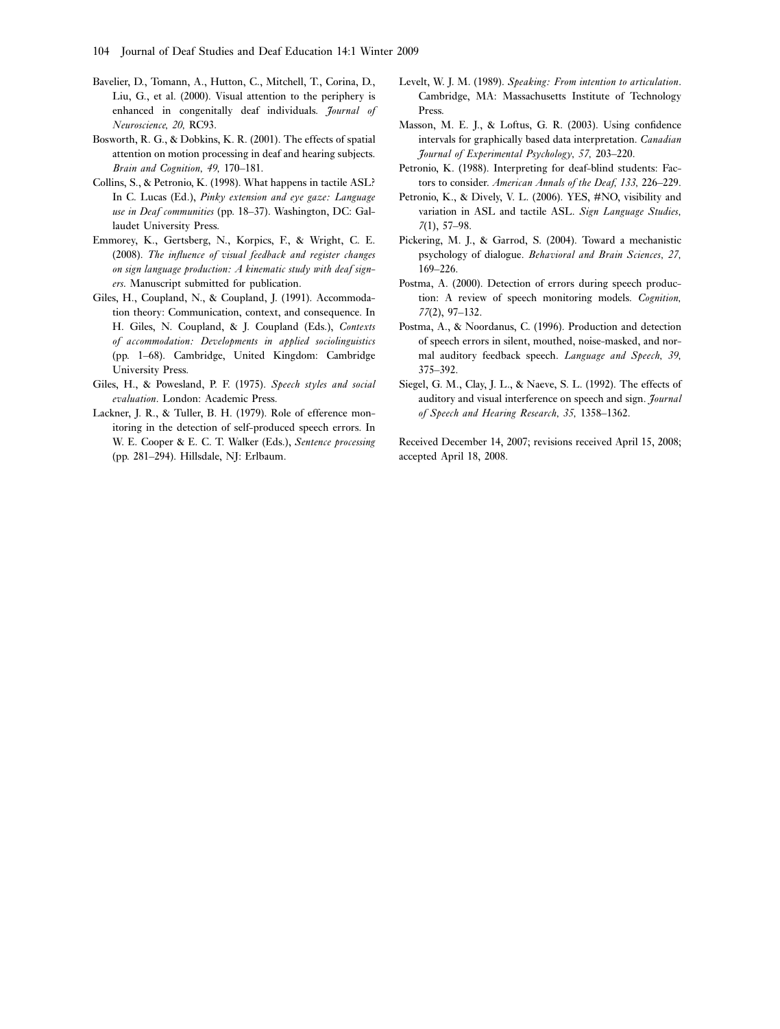Bavelier, D., Tomann, A., Hutton, C., Mitchell, T., Corina, D., Liu, G., et al. (2000). Visual attention to the periphery is enhanced in congenitally deaf individuals. *Journal of Neuroscience, 20,* RC93.

Bosworth, R. G., & Dobkins, K. R. (2001). The effects of spatial attention on motion processing in deaf and hearing subjects. *Brain and Cognition, 49,* 170–181.

Collins, S., & Petronio, K. (1998). What happens in tactile ASL? In C. Lucas (Ed.), *Pinky extension and eye gaze: Language use in Deaf communities* (pp. 18–37). Washington, DC: Gallaudet University Press.

Emmorey, K., Gertsberg, N., Korpics, F., & Wright, C. E. (2008). *The influence of visual feedback and register changes on sign language production: A kinematic study with deaf signers.* Manuscript submitted for publication.

Giles, H., Coupland, N., & Coupland, J. (1991). Accommodation theory: Communication, context, and consequence. In H. Giles, N. Coupland, & J. Coupland (Eds.), *Contexts of accommodation: Developments in applied sociolinguistics* (pp. 1–68). Cambridge, United Kingdom: Cambridge University Press.

Giles, H., & Powesland, P. F. (1975). *Speech styles and social evaluation*. London: Academic Press.

Lackner, J. R., & Tuller, B. H. (1979). Role of efference monitoring in the detection of self-produced speech errors. In W. E. Cooper & E. C. T. Walker (Eds.), *Sentence processing* (pp. 281–294). Hillsdale, NJ: Erlbaum.

Levelt, W. J. M. (1989). *Speaking: From intention to articulation*. Cambridge, MA: Massachusetts Institute of Technology Press.

Masson, M. E. J., & Loftus, G. R. (2003). Using confidence intervals for graphically based data interpretation. *Canadian Journal of Experimental Psychology, 57,* 203–220.

Petronio, K. (1988). Interpreting for deaf-blind students: Factors to consider. *American Annals of the Deaf, 133,* 226–229.

Petronio, K., & Dively, V. L. (2006). YES, #NO, visibility and variation in ASL and tactile ASL. *Sign Language Studies, 7*(1), 57–98.

Pickering, M. J., & Garrod, S. (2004). Toward a mechanistic psychology of dialogue. *Behavioral and Brain Sciences, 27,* 169–226.

Postma, A. (2000). Detection of errors during speech production: A review of speech monitoring models. *Cognition, 77*(2), 97–132.

Postma, A., & Noordanus, C. (1996). Production and detection of speech errors in silent, mouthed, noise-masked, and normal auditory feedback speech. *Language and Speech, 39,* 375–392.

Siegel, G. M., Clay, J. L., & Naeve, S. L. (1992). The effects of auditory and visual interference on speech and sign. *Journal of Speech and Hearing Research, 35,* 1358–1362.

Received December 14, 2007; revisions received April 15, 2008; accepted April 18, 2008.